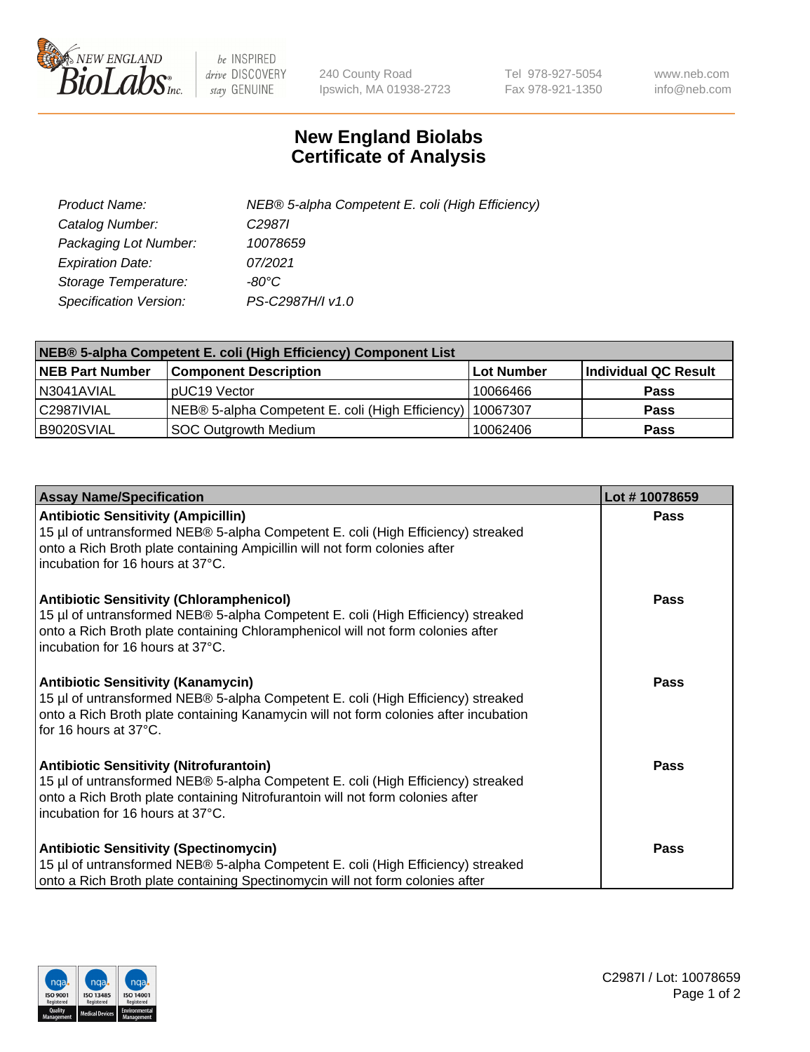# New England Biolabs Certificate of Analysis

| | |
|---|---|
| *Product Name:* | *NEB® 5-alpha Competent E. coli (High Efficiency)* |
| *Catalog Number:* | *C2987I* |
| *Packaging Lot Number:* | *10078659* |
| *Expiration Date:* | *07/2021* |
| *Storage Temperature:* | *-80°C* |
| *Specification Version:* | *PS-C2987H/I v1.0* |

| **NEB® 5-alpha Competent E. coli (High Efficiency) Component List** | | | |
|---|---|---|---|
| **NEB Part Number** | **Component Description** | **Lot Number** | **Individual QC Result** |
| N3041AVIAL | pUC19 Vector | 10066466 | **Pass** |
| C2987IVIAL | NEB® 5-alpha Competent E. coli (High Efficiency) | 10067307 | **Pass** |
| B9020SVIAL | SOC Outgrowth Medium | 10062406 | **Pass** |

| **Assay Name/Specification** | **Lot # 10078659** |
|---|---|
| **Antibiotic Sensitivity (Ampicillin)**<br>15 µl of untransformed NEB® 5-alpha Competent E. coli (High Efficiency) streaked onto a Rich Broth plate containing Ampicillin will not form colonies after incubation for 16 hours at 37°C. | **Pass** |
| **Antibiotic Sensitivity (Chloramphenicol)**<br>15 µl of untransformed NEB® 5-alpha Competent E. coli (High Efficiency) streaked onto a Rich Broth plate containing Chloramphenicol will not form colonies after incubation for 16 hours at 37°C. | **Pass** |
| **Antibiotic Sensitivity (Kanamycin)**<br>15 µl of untransformed NEB® 5-alpha Competent E. coli (High Efficiency) streaked onto a Rich Broth plate containing Kanamycin will not form colonies after incubation for 16 hours at 37°C. | **Pass** |
| **Antibiotic Sensitivity (Nitrofurantoin)**<br>15 µl of untransformed NEB® 5-alpha Competent E. coli (High Efficiency) streaked onto a Rich Broth plate containing Nitrofurantoin will not form colonies after incubation for 16 hours at 37°C. | **Pass** |
| **Antibiotic Sensitivity (Spectinomycin)**<br>15 µl of untransformed NEB® 5-alpha Competent E. coli (High Efficiency) streaked onto a Rich Broth plate containing Spectinomycin will not form colonies after | **Pass** |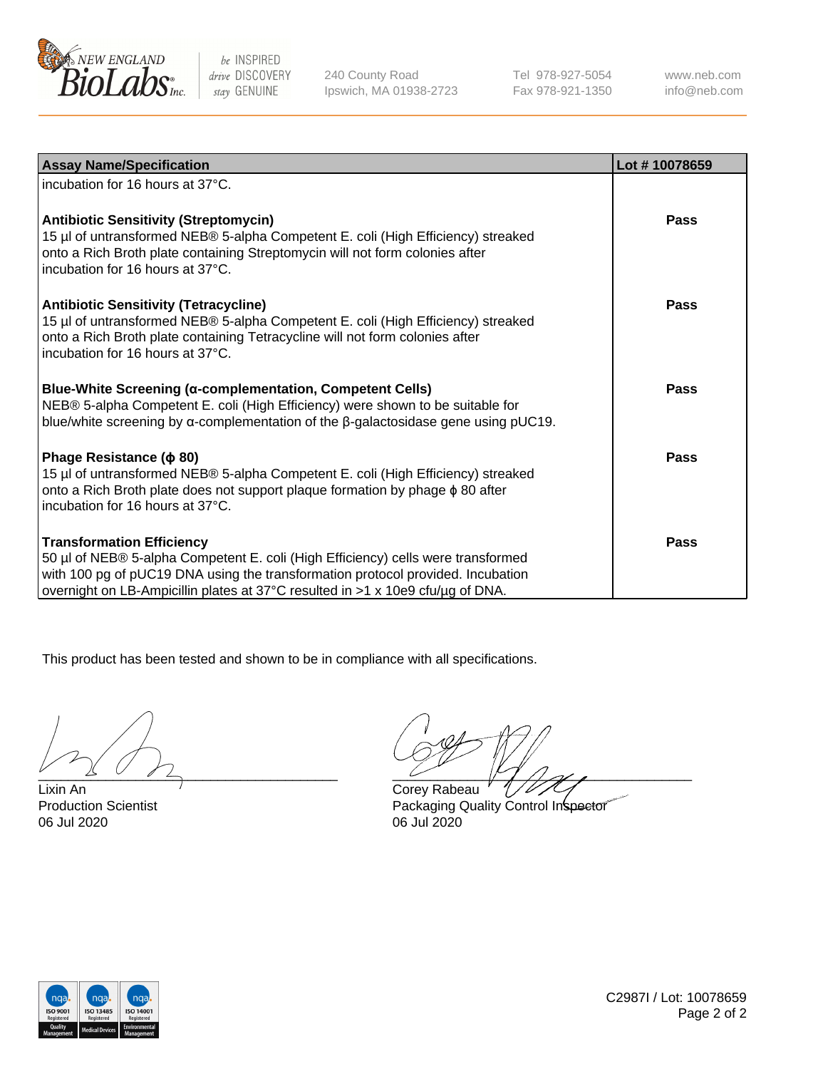| Assay Name/Specification | Lot # 10078659 |
|---|---|
| incubation for 16 hours at 37°C. | |
| **Antibiotic Sensitivity (Streptomycin)**<br>15 µl of untransformed NEB® 5-alpha Competent E. coli (High Efficiency) streaked onto a Rich Broth plate containing Streptomycin will not form colonies after incubation for 16 hours at 37°C. | **Pass** |
| **Antibiotic Sensitivity (Tetracycline)**<br>15 µl of untransformed NEB® 5-alpha Competent E. coli (High Efficiency) streaked onto a Rich Broth plate containing Tetracycline will not form colonies after incubation for 16 hours at 37°C. | **Pass** |
| **Blue-White Screening (α-complementation, Competent Cells)**<br>NEB® 5-alpha Competent E. coli (High Efficiency) were shown to be suitable for blue/white screening by α-complementation of the β-galactosidase gene using pUC19. | **Pass** |
| **Phage Resistance (ϕ 80)**<br>15 µl of untransformed NEB® 5-alpha Competent E. coli (High Efficiency) streaked onto a Rich Broth plate does not support plaque formation by phage ϕ 80 after incubation for 16 hours at 37°C. | **Pass** |
| **Transformation Efficiency**<br>50 µl of NEB® 5-alpha Competent E. coli (High Efficiency) cells were transformed with 100 pg of pUC19 DNA using the transformation protocol provided. Incubation overnight on LB-Ampicillin plates at 37°C resulted in >1 x 10e9 cfu/µg of DNA. | **Pass** |

This product has been tested and shown to be in compliance with all specifications.

Lixin An
Production Scientist
06 Jul 2020

Corey Rabeau
Packaging Quality Control Inspector
06 Jul 2020

C2987I / Lot: 10078659